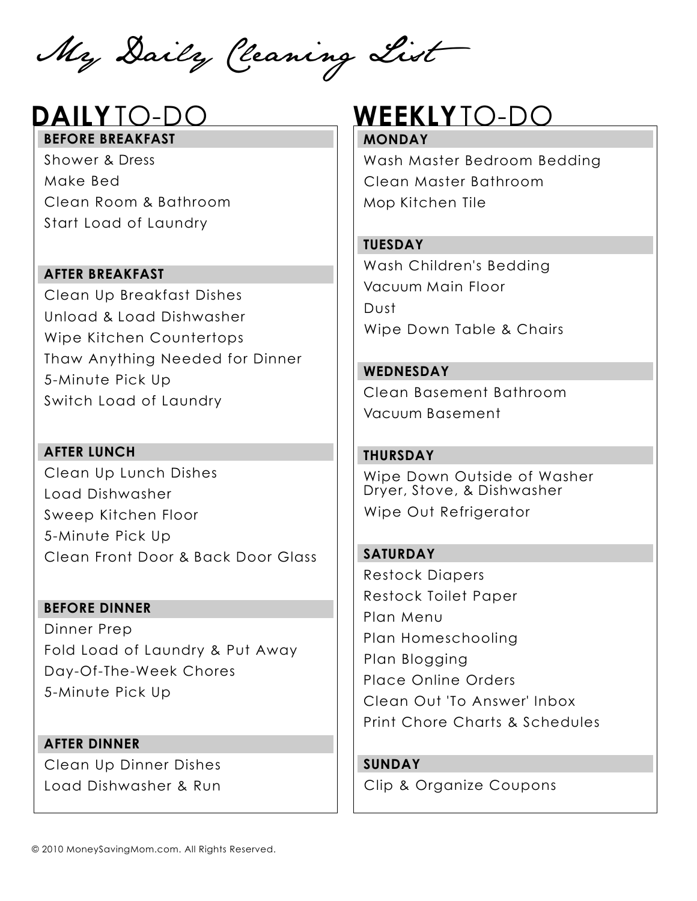# My Daily Cleaning List

## DAILY TO-DO

### BEFORE BREAKFAST

Shower & Dress
Make Bed
Clean Room & Bathroom
Start Load of Laundry

### AFTER BREAKFAST

Clean Up Breakfast Dishes
Unload & Load Dishwasher
Wipe Kitchen Countertops
Thaw Anything Needed for Dinner
5-Minute Pick Up
Switch Load of Laundry

### AFTER LUNCH

Clean Up Lunch Dishes
Load Dishwasher
Sweep Kitchen Floor
5-Minute Pick Up
Clean Front Door & Back Door Glass

### BEFORE DINNER

Dinner Prep
Fold Load of Laundry & Put Away
Day-Of-The-Week Chores
5-Minute Pick Up

### AFTER DINNER

Clean Up Dinner Dishes
Load Dishwasher & Run

## WEEKLY TO-DO

### MONDAY

Wash Master Bedroom Bedding
Clean Master Bathroom
Mop Kitchen Tile

### TUESDAY

Wash Children's Bedding
Vacuum Main Floor
Dust
Wipe Down Table & Chairs

### WEDNESDAY

Clean Basement Bathroom
Vacuum Basement

### THURSDAY

Wipe Down Outside of Washer Dryer, Stove, & Dishwasher
Wipe Out Refrigerator

### SATURDAY

Restock Diapers
Restock Toilet Paper
Plan Menu
Plan Homeschooling
Plan Blogging
Place Online Orders
Clean Out 'To Answer' Inbox
Print Chore Charts & Schedules

### SUNDAY

Clip & Organize Coupons

© 2010 MoneySavingMom.com. All Rights Reserved.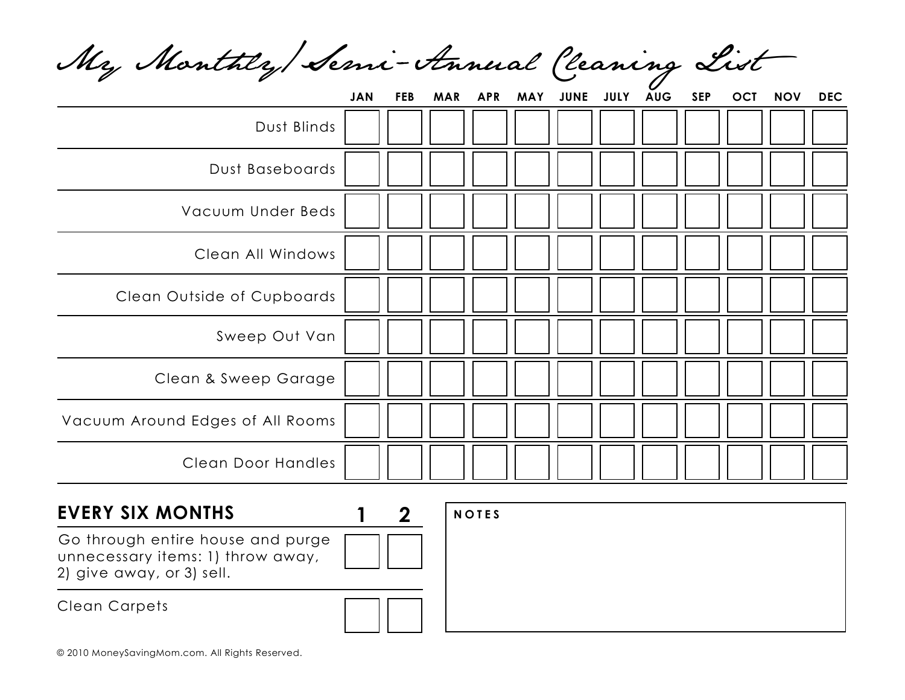# My Monthly/Semi-Annual Cleaning List

| | JAN | FEB | MAR | APR | MAY | JUNE | JULY | AUG | SEP | OCT | NOV | DEC |
|---|---|---|---|---|---|---|---|---|---|---|---|---|
| Dust Blinds | | | | | | | | | | | | |
| Dust Baseboards | | | | | | | | | | | | |
| Vacuum Under Beds | | | | | | | | | | | | |
| Clean All Windows | | | | | | | | | | | | |
| Clean Outside of Cupboards | | | | | | | | | | | | |
| Sweep Out Van | | | | | | | | | | | | |
| Clean & Sweep Garage | | | | | | | | | | | | |
| Vacuum Around Edges of All Rooms | | | | | | | | | | | | |
| Clean Door Handles | | | | | | | | | | | | |

| EVERY SIX MONTHS | 1 | 2 |
|---|---|---|
| Go through entire house and purge unnecessary items: 1) throw away, 2) give away, or 3) sell. | | |
| Clean Carpets | | |

**NOTES**

© 2010 MoneySavingMom.com. All Rights Reserved.